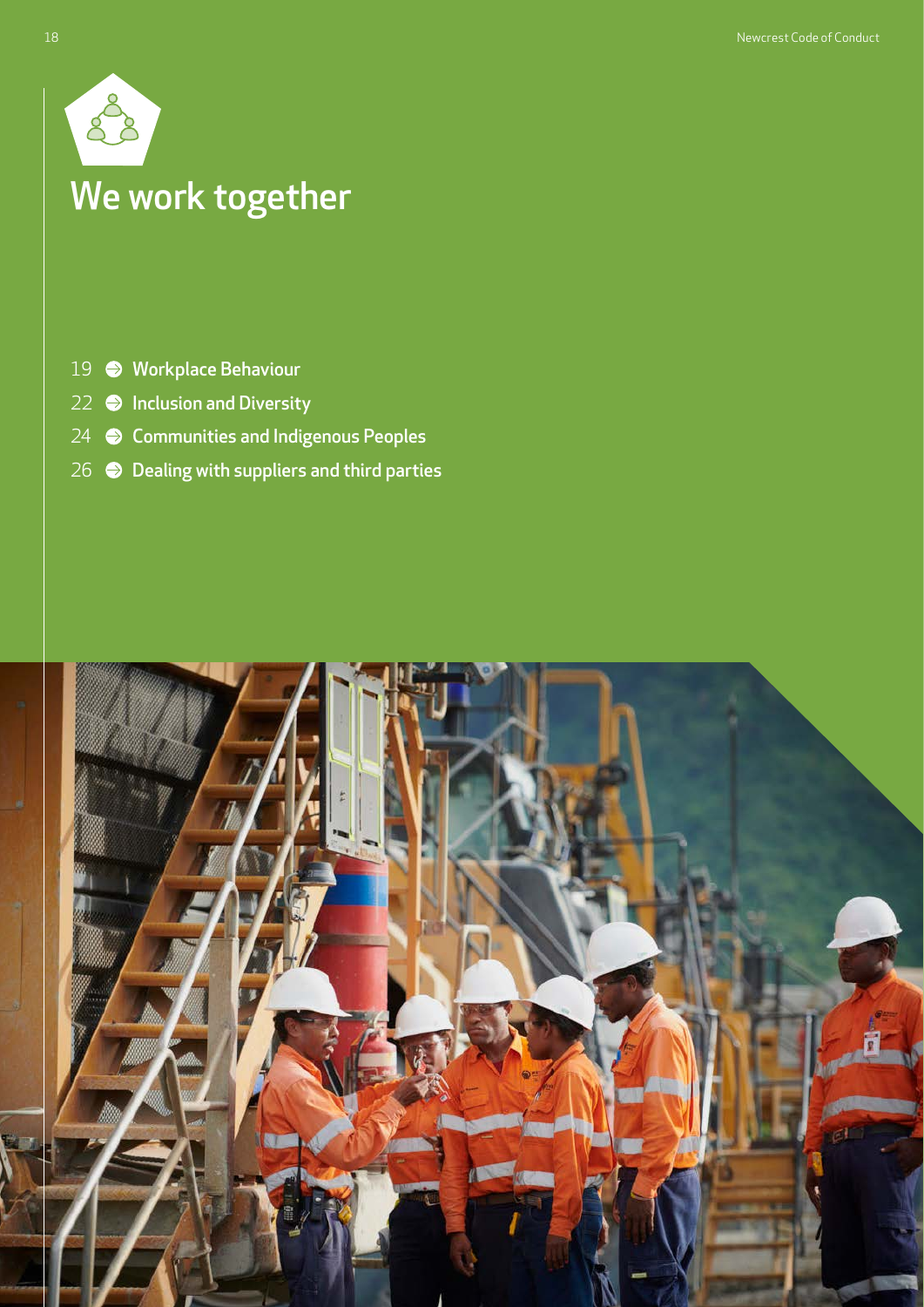# We work together

- 19 Workplace Behaviour
- 22 Inclusion and Diversity
- 24 Communities and Indigenous Peoples
- 26 Dealing with suppliers and third parties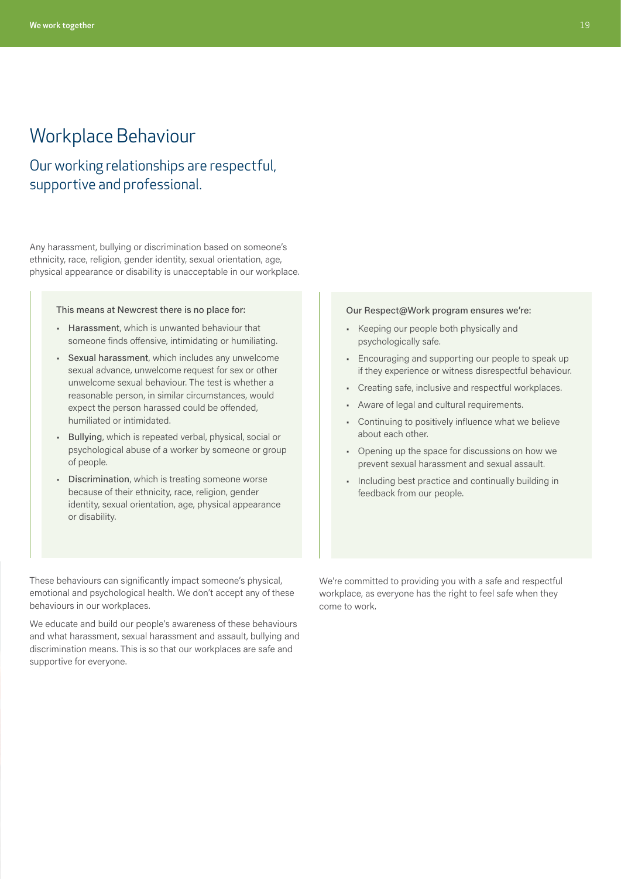# Workplace Behaviour

## Our working relationships are respectful, supportive and professional.

Any harassment, bullying or discrimination based on someone's ethnicity, race, religion, gender identity, sexual orientation, age, physical appearance or disability is unacceptable in our workplace.

This means at Newcrest there is no place for:

- Harassment, which is unwanted behaviour that someone finds offensive, intimidating or humiliating.
- Sexual harassment, which includes any unwelcome sexual advance, unwelcome request for sex or other unwelcome sexual behaviour. The test is whether a reasonable person, in similar circumstances, would expect the person harassed could be offended, humiliated or intimidated.
- Bullying, which is repeated verbal, physical, social or psychological abuse of a worker by someone or group of people.
- Discrimination, which is treating someone worse because of their ethnicity, race, religion, gender identity, sexual orientation, age, physical appearance or disability.

These behaviours can significantly impact someone's physical, emotional and psychological health. We don't accept any of these behaviours in our workplaces.

We educate and build our people's awareness of these behaviours and what harassment, sexual harassment and assault, bullying and discrimination means. This is so that our workplaces are safe and supportive for everyone.

Our Respect@Work program ensures we're:

- Keeping our people both physically and psychologically safe.
- Encouraging and supporting our people to speak up if they experience or witness disrespectful behaviour.
- Creating safe, inclusive and respectful workplaces.
- Aware of legal and cultural requirements.
- Continuing to positively influence what we believe about each other.
- Opening up the space for discussions on how we prevent sexual harassment and sexual assault.
- Including best practice and continually building in feedback from our people.

We're committed to providing you with a safe and respectful workplace, as everyone has the right to feel safe when they come to work.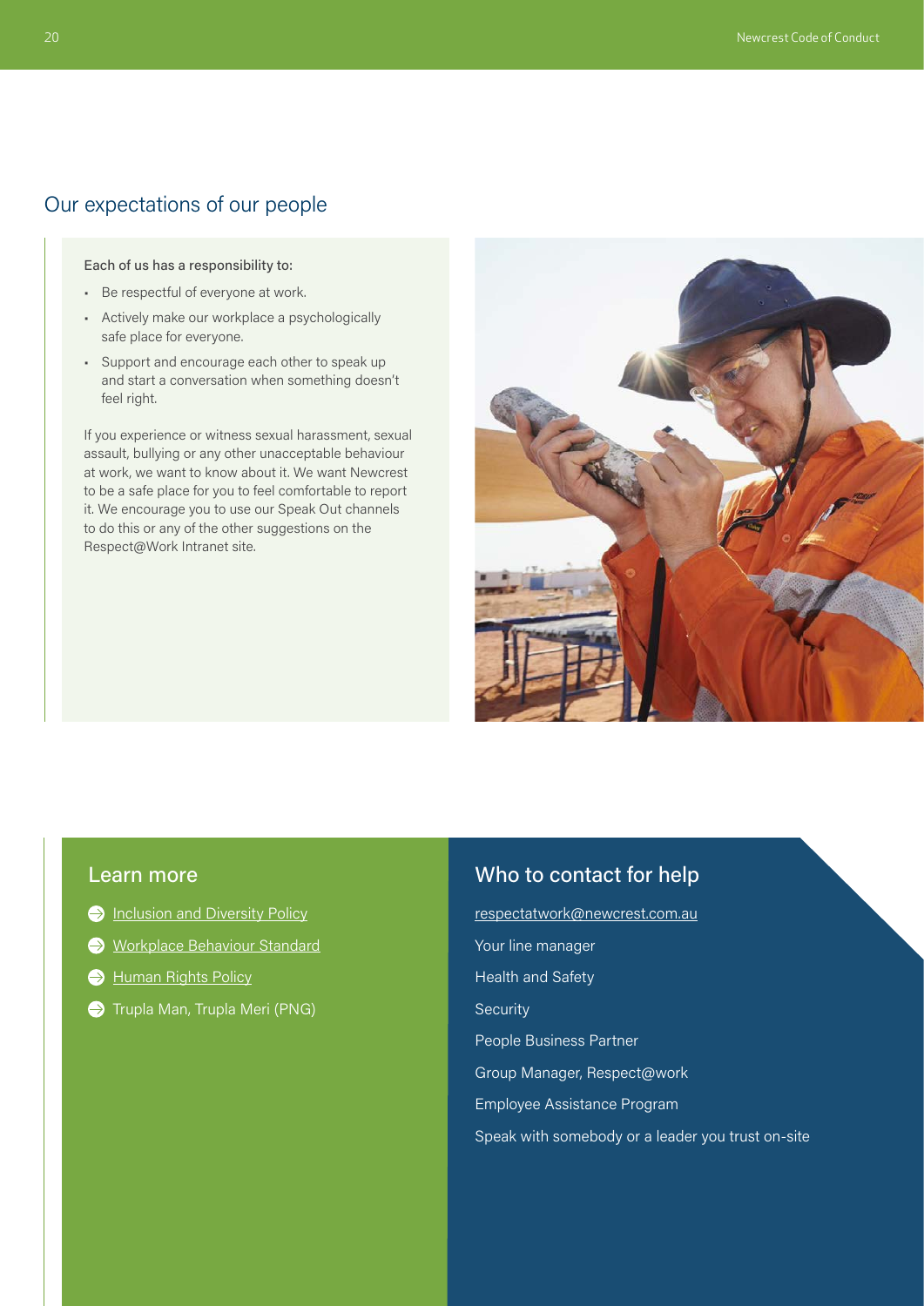## Our expectations of our people

Each of us has a responsibility to:

- Be respectful of everyone at work.
- Actively make our workplace a psychologically safe place for everyone.
- Support and encourage each other to speak up and start a conversation when something doesn't feel right.

If you experience or witness sexual harassment, sexual assault, bullying or any other unacceptable behaviour at work, we want to know about it. We want Newcrest to be a safe place for you to feel comfortable to report it. We encourage you to use our Speak Out channels to do this or any of the other suggestions on the Respect@Work Intranet site.

### Learn more

- Inclusion and Diversity Policy
- Workplace Behaviour Standard
- Human Rights Policy
- Trupla Man, Trupla Meri (PNG)

### Who to contact for help

respectatwork@newcrest.com.au

Your line manager

Health and Safety

Security

People Business Partner

Group Manager, Respect@work

Employee Assistance Program

Speak with somebody or a leader you trust on-site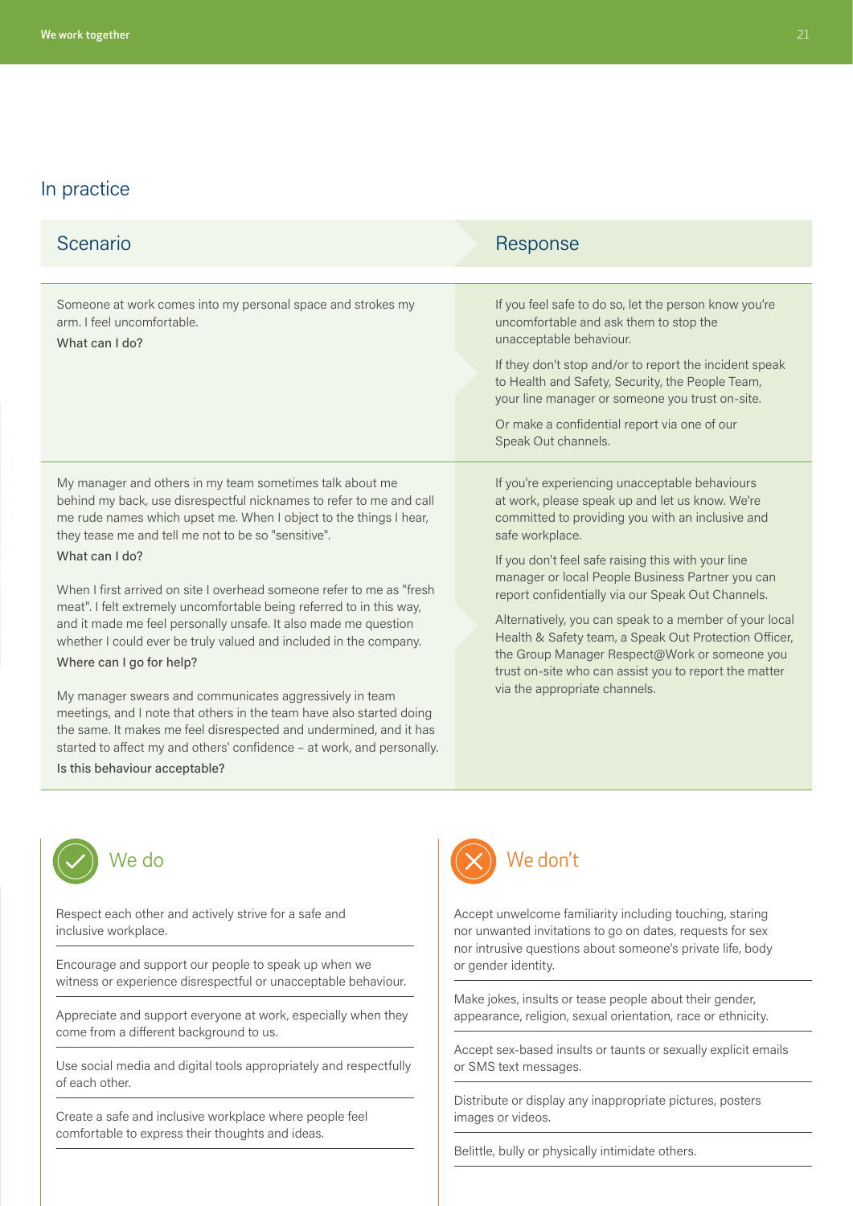## In practice

| Scenario | Response |
| --- | --- |
| Someone at work comes into my personal space and strokes my arm. I feel uncomfortable.<br><br>What can I do? | If you feel safe to do so, let the person know you're uncomfortable and ask them to stop the unacceptable behaviour.<br><br>If they don't stop and/or to report the incident speak to Health and Safety, Security, the People Team, your line manager or someone you trust on-site.<br><br>Or make a confidential report via one of our Speak Out channels. |
| My manager and others in my team sometimes talk about me behind my back, use disrespectful nicknames to refer to me and call me rude names which upset me. When I object to the things I hear, they tease me and tell me not to be so "sensitive".<br><br>What can I do?<br><br>When I first arrived on site I overhead someone refer to me as "fresh meat". I felt extremely uncomfortable being referred to in this way, and it made me feel personally unsafe. It also made me question whether I could ever be truly valued and included in the company.<br><br>Where can I go for help?<br><br>My manager swears and communicates aggressively in team meetings, and I note that others in the team have also started doing the same. It makes me feel disrespected and undermined, and it has started to affect my and others' confidence – at work, and personally.<br><br>Is this behaviour acceptable? | If you're experiencing unacceptable behaviours at work, please speak up and let us know. We're committed to providing you with an inclusive and safe workplace.<br><br>If you don't feel safe raising this with your line manager or local People Business Partner you can report confidentially via our Speak Out Channels.<br><br>Alternatively, you can speak to a member of your local Health & Safety team, a Speak Out Protection Officer, the Group Manager Respect@Work or someone you trust on-site who can assist you to report the matter via the appropriate channels. |

### We do

- Respect each other and actively strive for a safe and inclusive workplace.
- Encourage and support our people to speak up when we witness or experience disrespectful or unacceptable behaviour.
- Appreciate and support everyone at work, especially when they come from a different background to us.
- Use social media and digital tools appropriately and respectfully of each other.
- Create a safe and inclusive workplace where people feel comfortable to express their thoughts and ideas.

### We don't

- Accept unwelcome familiarity including touching, staring nor unwanted invitations to go on dates, requests for sex nor intrusive questions about someone's private life, body or gender identity.
- Make jokes, insults or tease people about their gender, appearance, religion, sexual orientation, race or ethnicity.
- Accept sex-based insults or taunts or sexually explicit emails or SMS text messages.
- Distribute or display any inappropriate pictures, posters images or videos.
- Belittle, bully or physically intimidate others.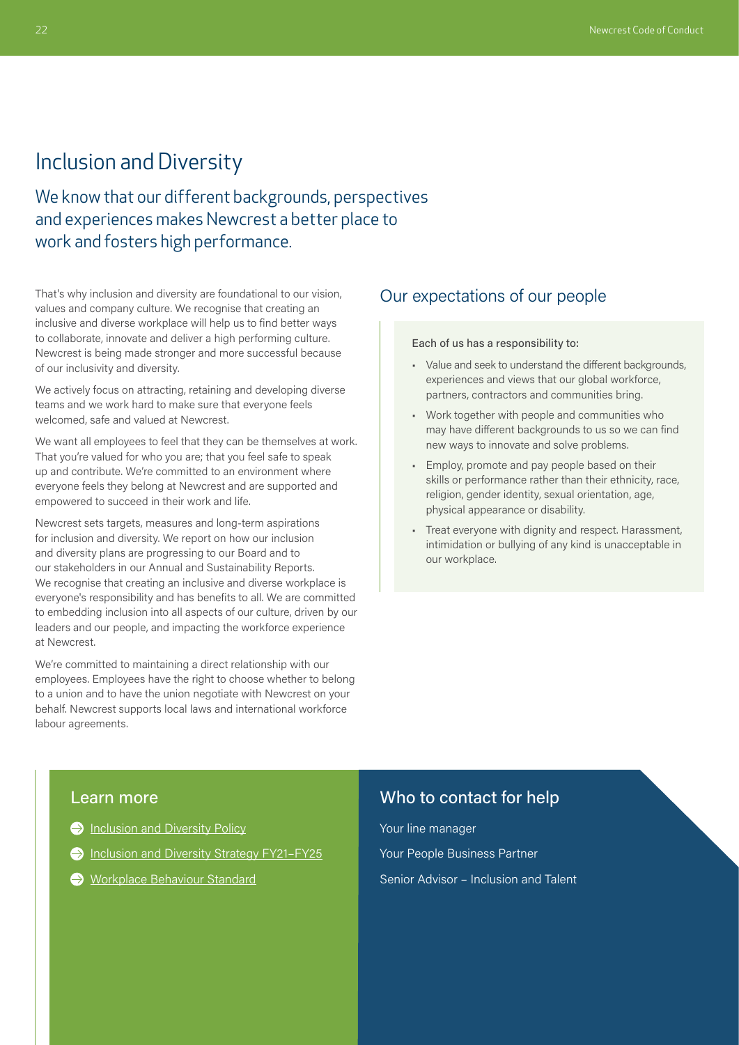# Inclusion and Diversity

## We know that our different backgrounds, perspectives and experiences makes Newcrest a better place to work and fosters high performance.

That's why inclusion and diversity are foundational to our vision, values and company culture. We recognise that creating an inclusive and diverse workplace will help us to find better ways to collaborate, innovate and deliver a high performing culture. Newcrest is being made stronger and more successful because of our inclusivity and diversity.

We actively focus on attracting, retaining and developing diverse teams and we work hard to make sure that everyone feels welcomed, safe and valued at Newcrest.

We want all employees to feel that they can be themselves at work. That you're valued for who you are; that you feel safe to speak up and contribute. We're committed to an environment where everyone feels they belong at Newcrest and are supported and empowered to succeed in their work and life.

Newcrest sets targets, measures and long-term aspirations for inclusion and diversity. We report on how our inclusion and diversity plans are progressing to our Board and to our stakeholders in our Annual and Sustainability Reports. We recognise that creating an inclusive and diverse workplace is everyone's responsibility and has benefits to all. We are committed to embedding inclusion into all aspects of our culture, driven by our leaders and our people, and impacting the workforce experience at Newcrest.

We're committed to maintaining a direct relationship with our employees. Employees have the right to choose whether to belong to a union and to have the union negotiate with Newcrest on your behalf. Newcrest supports local laws and international workforce labour agreements.

### Our expectations of our people

Each of us has a responsibility to:

- Value and seek to understand the different backgrounds, experiences and views that our global workforce, partners, contractors and communities bring.
- Work together with people and communities who may have different backgrounds to us so we can find new ways to innovate and solve problems.
- Employ, promote and pay people based on their skills or performance rather than their ethnicity, race, religion, gender identity, sexual orientation, age, physical appearance or disability.
- Treat everyone with dignity and respect. Harassment, intimidation or bullying of any kind is unacceptable in our workplace.

### Learn more

- Inclusion and Diversity Policy
- Inclusion and Diversity Strategy FY21–FY25
- Workplace Behaviour Standard

### Who to contact for help

Your line manager

Your People Business Partner

Senior Advisor – Inclusion and Talent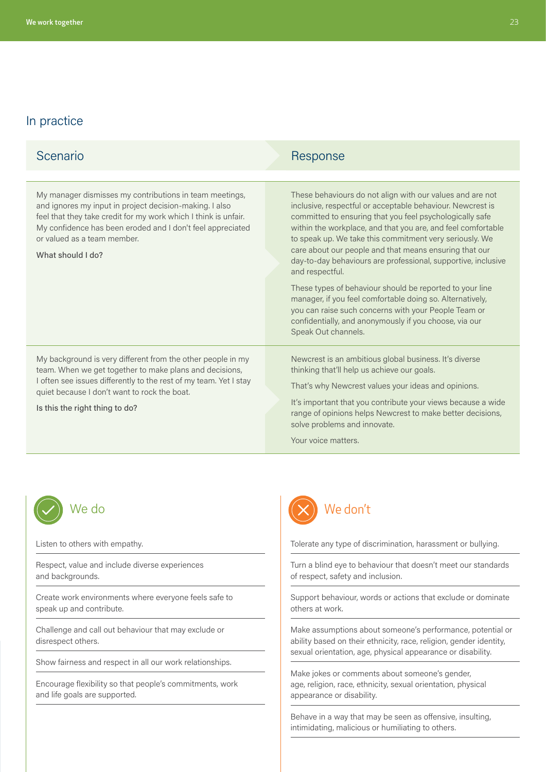## In practice

| Scenario | Response |
|---|---|
| My manager dismisses my contributions in team meetings, and ignores my input in project decision-making. I also feel that they take credit for my work which I think is unfair. My confidence has been eroded and I don't feel appreciated or valued as a team member.<br><br>What should I do? | These behaviours do not align with our values and are not inclusive, respectful or acceptable behaviour. Newcrest is committed to ensuring that you feel psychologically safe within the workplace, and that you are, and feel comfortable to speak up. We take this commitment very seriously. We care about our people and that means ensuring that our day-to-day behaviours are professional, supportive, inclusive and respectful.<br><br>These types of behaviour should be reported to your line manager, if you feel comfortable doing so. Alternatively, you can raise such concerns with your People Team or confidentially, and anonymously if you choose, via our Speak Out channels. |
| My background is very different from the other people in my team. When we get together to make plans and decisions, I often see issues differently to the rest of my team. Yet I stay quiet because I don't want to rock the boat.<br><br>Is this the right thing to do? | Newcrest is an ambitious global business. It's diverse thinking that'll help us achieve our goals.<br><br>That's why Newcrest values your ideas and opinions.<br><br>It's important that you contribute your views because a wide range of opinions helps Newcrest to make better decisions, solve problems and innovate.<br><br>Your voice matters. |

### We do

- Listen to others with empathy.
- Respect, value and include diverse experiences and backgrounds.
- Create work environments where everyone feels safe to speak up and contribute.
- Challenge and call out behaviour that may exclude or disrespect others.
- Show fairness and respect in all our work relationships.
- Encourage flexibility so that people's commitments, work and life goals are supported.

### We don't

- Tolerate any type of discrimination, harassment or bullying.
- Turn a blind eye to behaviour that doesn't meet our standards of respect, safety and inclusion.
- Support behaviour, words or actions that exclude or dominate others at work.
- Make assumptions about someone's performance, potential or ability based on their ethnicity, race, religion, gender identity, sexual orientation, age, physical appearance or disability.
- Make jokes or comments about someone's gender, age, religion, race, ethnicity, sexual orientation, physical appearance or disability.
- Behave in a way that may be seen as offensive, insulting, intimidating, malicious or humiliating to others.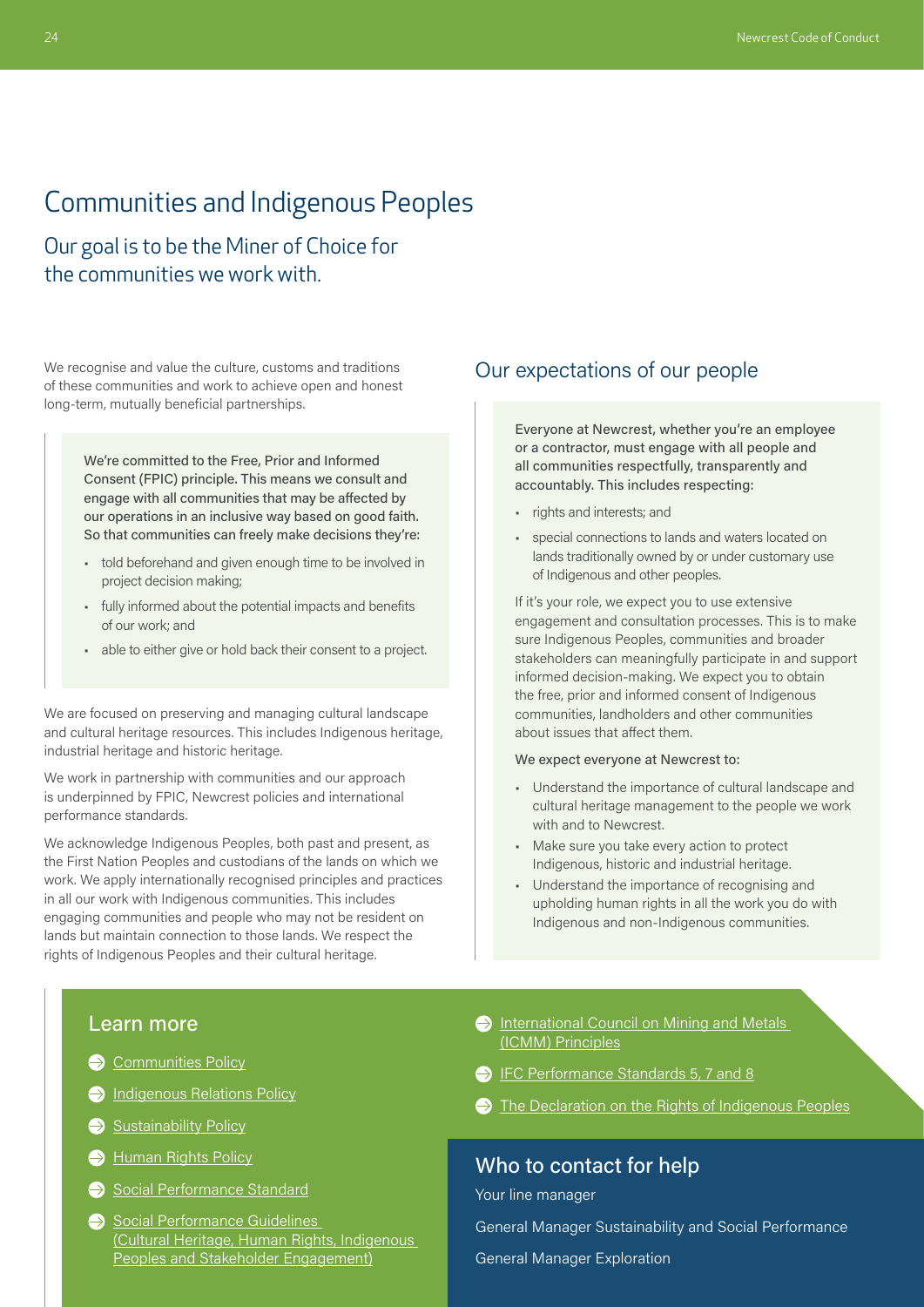# Communities and Indigenous Peoples

## Our goal is to be the Miner of Choice for the communities we work with.

We recognise and value the culture, customs and traditions of these communities and work to achieve open and honest long-term, mutually beneficial partnerships.

We're committed to the Free, Prior and Informed Consent (FPIC) principle. This means we consult and engage with all communities that may be affected by our operations in an inclusive way based on good faith. So that communities can freely make decisions they're:

- told beforehand and given enough time to be involved in project decision making;
- fully informed about the potential impacts and benefits of our work; and
- able to either give or hold back their consent to a project.

We are focused on preserving and managing cultural landscape and cultural heritage resources. This includes Indigenous heritage, industrial heritage and historic heritage.

We work in partnership with communities and our approach is underpinned by FPIC, Newcrest policies and international performance standards.

We acknowledge Indigenous Peoples, both past and present, as the First Nation Peoples and custodians of the lands on which we work. We apply internationally recognised principles and practices in all our work with Indigenous communities. This includes engaging communities and people who may not be resident on lands but maintain connection to those lands. We respect the rights of Indigenous Peoples and their cultural heritage.

## Our expectations of our people

Everyone at Newcrest, whether you're an employee or a contractor, must engage with all people and all communities respectfully, transparently and accountably. This includes respecting:

- rights and interests; and
- special connections to lands and waters located on lands traditionally owned by or under customary use of Indigenous and other peoples.

If it's your role, we expect you to use extensive engagement and consultation processes. This is to make sure Indigenous Peoples, communities and broader stakeholders can meaningfully participate in and support informed decision-making. We expect you to obtain the free, prior and informed consent of Indigenous communities, landholders and other communities about issues that affect them.

We expect everyone at Newcrest to:

- Understand the importance of cultural landscape and cultural heritage management to the people we work with and to Newcrest.
- Make sure you take every action to protect Indigenous, historic and industrial heritage.
- Understand the importance of recognising and upholding human rights in all the work you do with Indigenous and non-Indigenous communities.

## Learn more

- Communities Policy
- Indigenous Relations Policy
- Sustainability Policy
- Human Rights Policy
- Social Performance Standard
- Social Performance Guidelines (Cultural Heritage, Human Rights, Indigenous Peoples and Stakeholder Engagement)
- International Council on Mining and Metals (ICMM) Principles
- IFC Performance Standards 5, 7 and 8
- The Declaration on the Rights of Indigenous Peoples

## Who to contact for help

Your line manager

General Manager Sustainability and Social Performance

General Manager Exploration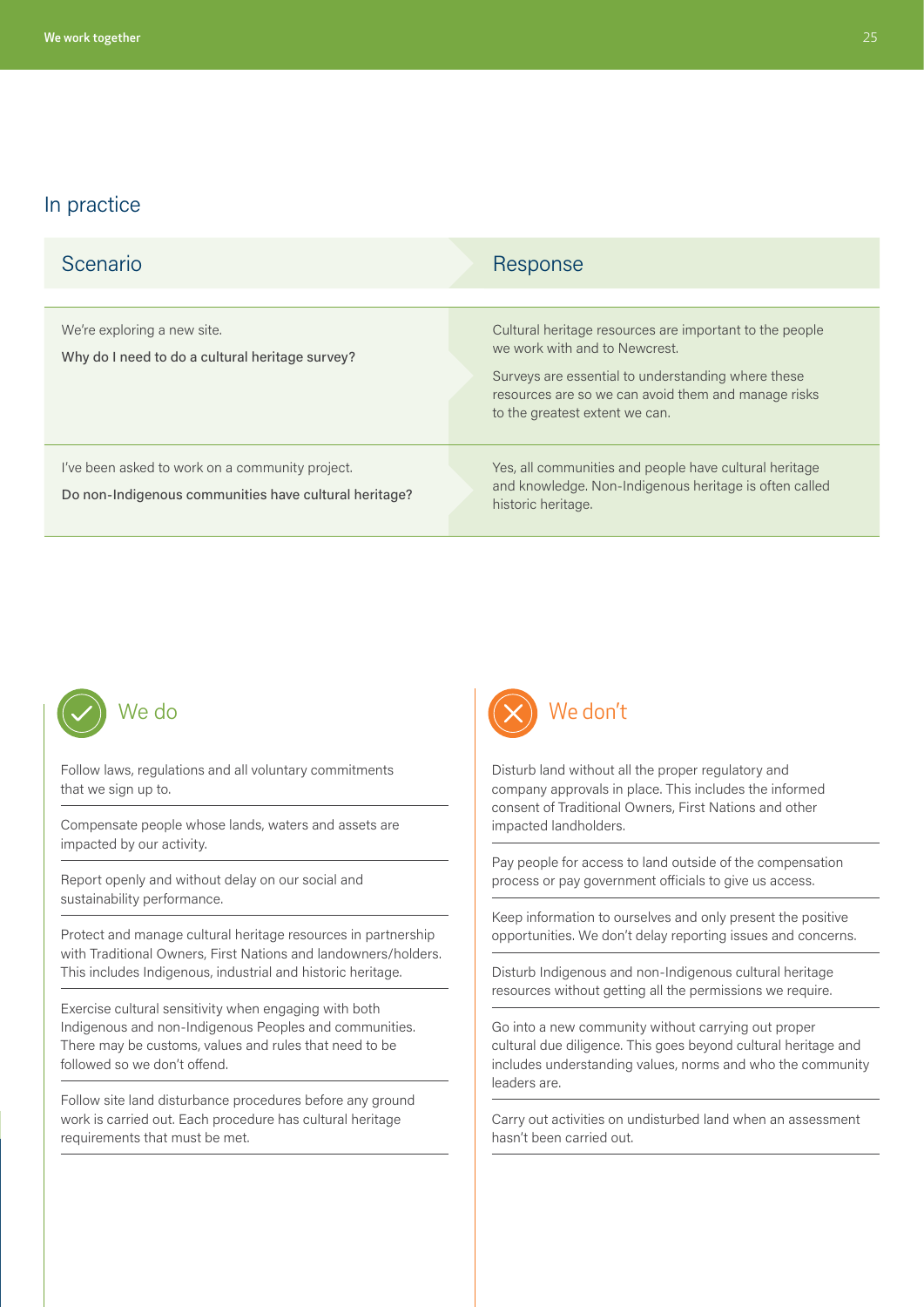## In practice

| Scenario | Response |
| --- | --- |
| We're exploring a new site.<br><br>Why do I need to do a cultural heritage survey? | Cultural heritage resources are important to the people we work with and to Newcrest.<br><br>Surveys are essential to understanding where these resources are so we can avoid them and manage risks to the greatest extent we can. |
| I've been asked to work on a community project.<br><br>Do non-Indigenous communities have cultural heritage? | Yes, all communities and people have cultural heritage and knowledge. Non-Indigenous heritage is often called historic heritage. |

### We do

Follow laws, regulations and all voluntary commitments that we sign up to.

Compensate people whose lands, waters and assets are impacted by our activity.

Report openly and without delay on our social and sustainability performance.

Protect and manage cultural heritage resources in partnership with Traditional Owners, First Nations and landowners/holders. This includes Indigenous, industrial and historic heritage.

Exercise cultural sensitivity when engaging with both Indigenous and non-Indigenous Peoples and communities. There may be customs, values and rules that need to be followed so we don't offend.

Follow site land disturbance procedures before any ground work is carried out. Each procedure has cultural heritage requirements that must be met.

### We don't

Disturb land without all the proper regulatory and company approvals in place. This includes the informed consent of Traditional Owners, First Nations and other impacted landholders.

Pay people for access to land outside of the compensation process or pay government officials to give us access.

Keep information to ourselves and only present the positive opportunities. We don't delay reporting issues and concerns.

Disturb Indigenous and non-Indigenous cultural heritage resources without getting all the permissions we require.

Go into a new community without carrying out proper cultural due diligence. This goes beyond cultural heritage and includes understanding values, norms and who the community leaders are.

Carry out activities on undisturbed land when an assessment hasn't been carried out.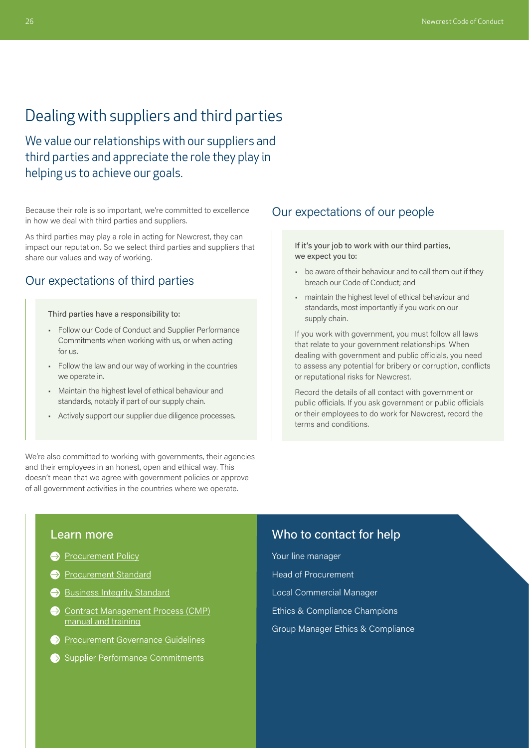# Dealing with suppliers and third parties

## We value our relationships with our suppliers and third parties and appreciate the role they play in helping us to achieve our goals.

Because their role is so important, we're committed to excellence in how we deal with third parties and suppliers.

As third parties may play a role in acting for Newcrest, they can impact our reputation. So we select third parties and suppliers that share our values and way of working.

### Our expectations of third parties

Third parties have a responsibility to:

- Follow our Code of Conduct and Supplier Performance Commitments when working with us, or when acting for us.
- Follow the law and our way of working in the countries we operate in.
- Maintain the highest level of ethical behaviour and standards, notably if part of our supply chain.
- Actively support our supplier due diligence processes.

We're also committed to working with governments, their agencies and their employees in an honest, open and ethical way. This doesn't mean that we agree with government policies or approve of all government activities in the countries where we operate.

### Our expectations of our people

If it's your job to work with our third parties, we expect you to:

- be aware of their behaviour and to call them out if they breach our Code of Conduct; and
- maintain the highest level of ethical behaviour and standards, most importantly if you work on our supply chain.

If you work with government, you must follow all laws that relate to your government relationships. When dealing with government and public officials, you need to assess any potential for bribery or corruption, conflicts or reputational risks for Newcrest.

Record the details of all contact with government or public officials. If you ask government or public officials or their employees to do work for Newcrest, record the terms and conditions.

### Learn more

- Procurement Policy
- Procurement Standard
- Business Integrity Standard
- Contract Management Process (CMP) manual and training
- Procurement Governance Guidelines
- Supplier Performance Commitments

### Who to contact for help

Your line manager

Head of Procurement

Local Commercial Manager

Ethics & Compliance Champions

Group Manager Ethics & Compliance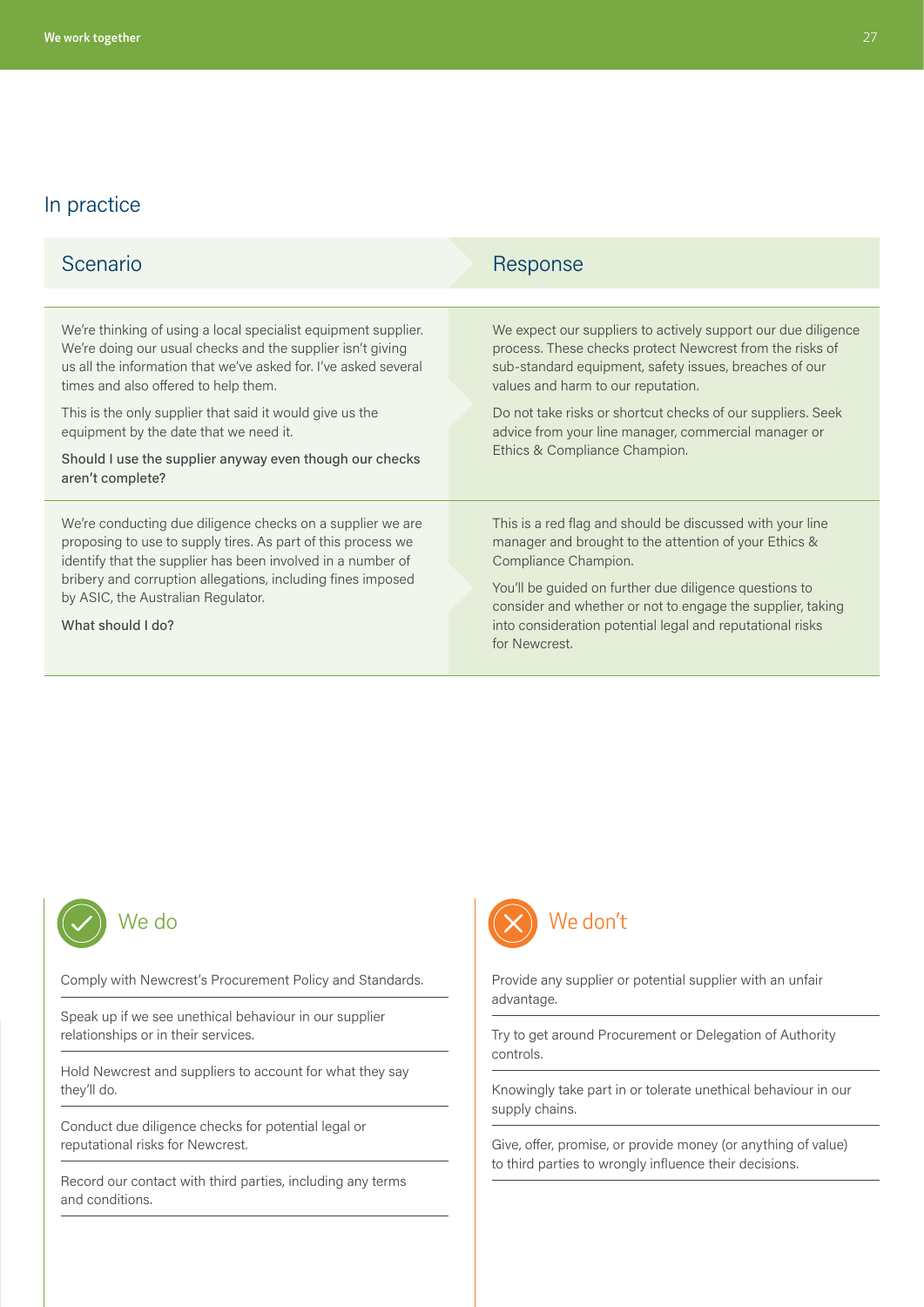## In practice

| Scenario | Response |
| --- | --- |
| We're thinking of using a local specialist equipment supplier. We're doing our usual checks and the supplier isn't giving us all the information that we've asked for. I've asked several times and also offered to help them.<br><br>This is the only supplier that said it would give us the equipment by the date that we need it.<br><br>Should I use the supplier anyway even though our checks aren't complete? | We expect our suppliers to actively support our due diligence process. These checks protect Newcrest from the risks of sub-standard equipment, safety issues, breaches of our values and harm to our reputation.<br><br>Do not take risks or shortcut checks of our suppliers. Seek advice from your line manager, commercial manager or Ethics & Compliance Champion. |
| We're conducting due diligence checks on a supplier we are proposing to use to supply tires. As part of this process we identify that the supplier has been involved in a number of bribery and corruption allegations, including fines imposed by ASIC, the Australian Regulator.<br><br>What should I do? | This is a red flag and should be discussed with your line manager and brought to the attention of your Ethics & Compliance Champion.<br><br>You'll be guided on further due diligence questions to consider and whether or not to engage the supplier, taking into consideration potential legal and reputational risks for Newcrest. |

### We do

- Comply with Newcrest's Procurement Policy and Standards.
- Speak up if we see unethical behaviour in our supplier relationships or in their services.
- Hold Newcrest and suppliers to account for what they say they'll do.
- Conduct due diligence checks for potential legal or reputational risks for Newcrest.
- Record our contact with third parties, including any terms and conditions.

### We don't

- Provide any supplier or potential supplier with an unfair advantage.
- Try to get around Procurement or Delegation of Authority controls.
- Knowingly take part in or tolerate unethical behaviour in our supply chains.
- Give, offer, promise, or provide money (or anything of value) to third parties to wrongly influence their decisions.